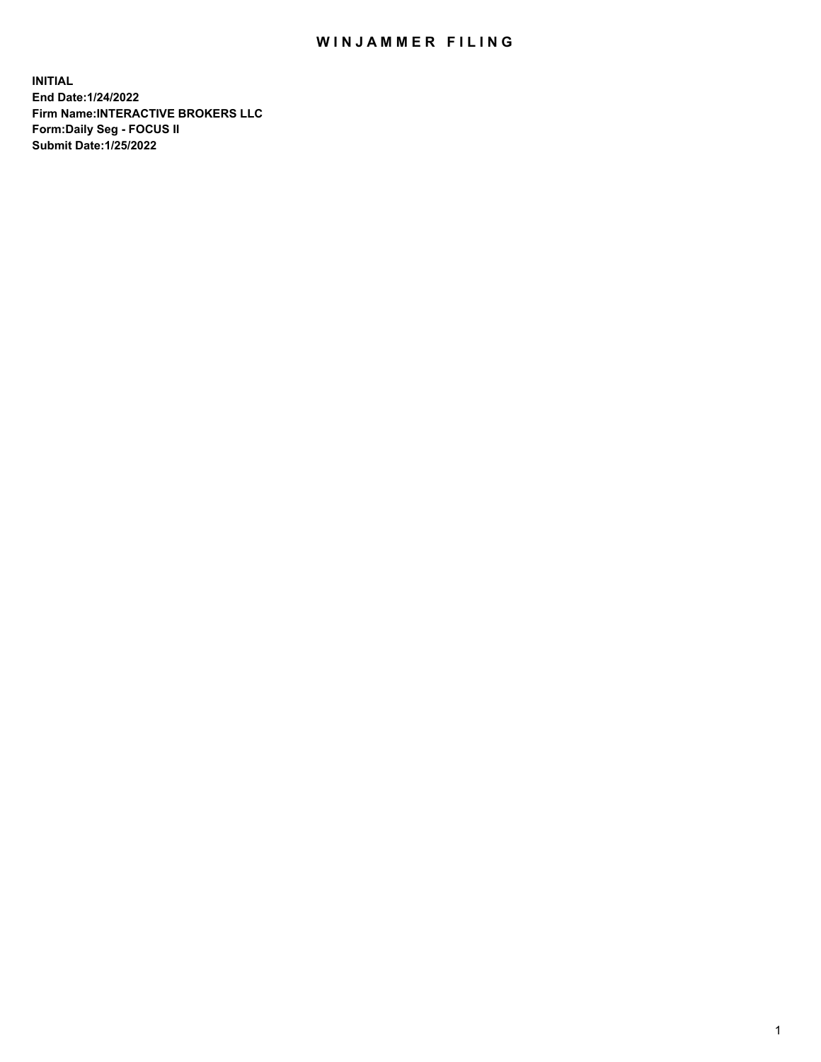# WINJAMMER FILING

**INITIAL**
**End Date:1/24/2022**
**Firm Name:INTERACTIVE BROKERS LLC**
**Form:Daily Seg - FOCUS II**
**Submit Date:1/25/2022**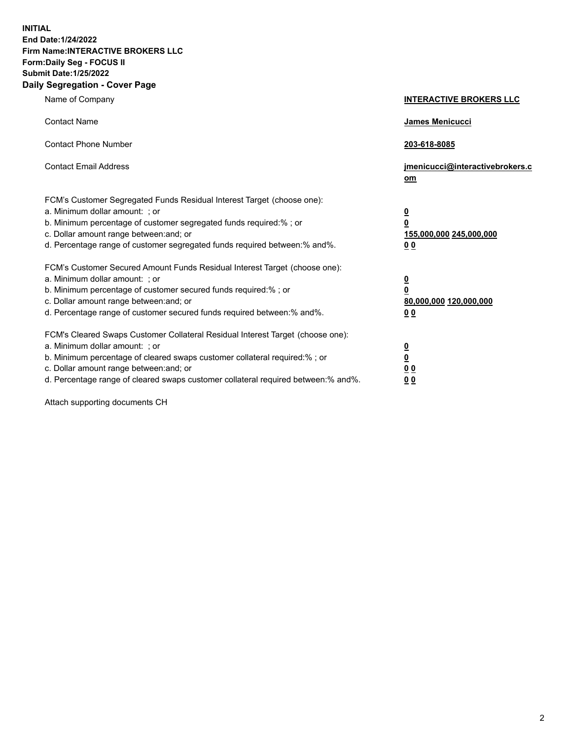**INITIAL**
**End Date:1/24/2022**
**Firm Name:INTERACTIVE BROKERS LLC**
**Form:Daily Seg - FOCUS II**
**Submit Date:1/25/2022**
**Daily Segregation - Cover Page**

| | |
|---|---|
| Name of Company | **INTERACTIVE BROKERS LLC** |
| Contact Name | **James Menicucci** |
| Contact Phone Number | **203-618-8085** |
| Contact Email Address | **jmenicucci@interactivebrokers.com** |
| FCM's Customer Segregated Funds Residual Interest Target (choose one): | |
| a. Minimum dollar amount: ; or | **0** |
| b. Minimum percentage of customer segregated funds required:% ; or | **0** |
| c. Dollar amount range between:and; or | **155,000,000 245,000,000** |
| d. Percentage range of customer segregated funds required between:% and%. | **0 0** |
| FCM's Customer Secured Amount Funds Residual Interest Target (choose one): | |
| a. Minimum dollar amount: ; or | **0** |
| b. Minimum percentage of customer secured funds required:% ; or | **0** |
| c. Dollar amount range between:and; or | **80,000,000 120,000,000** |
| d. Percentage range of customer secured funds required between:% and%. | **0 0** |
| FCM's Cleared Swaps Customer Collateral Residual Interest Target (choose one): | |
| a. Minimum dollar amount: ; or | **0** |
| b. Minimum percentage of cleared swaps customer collateral required:% ; or | **0** |
| c. Dollar amount range between:and; or | **0 0** |
| d. Percentage range of cleared swaps customer collateral required between:% and%. | **0 0** |

Attach supporting documents CH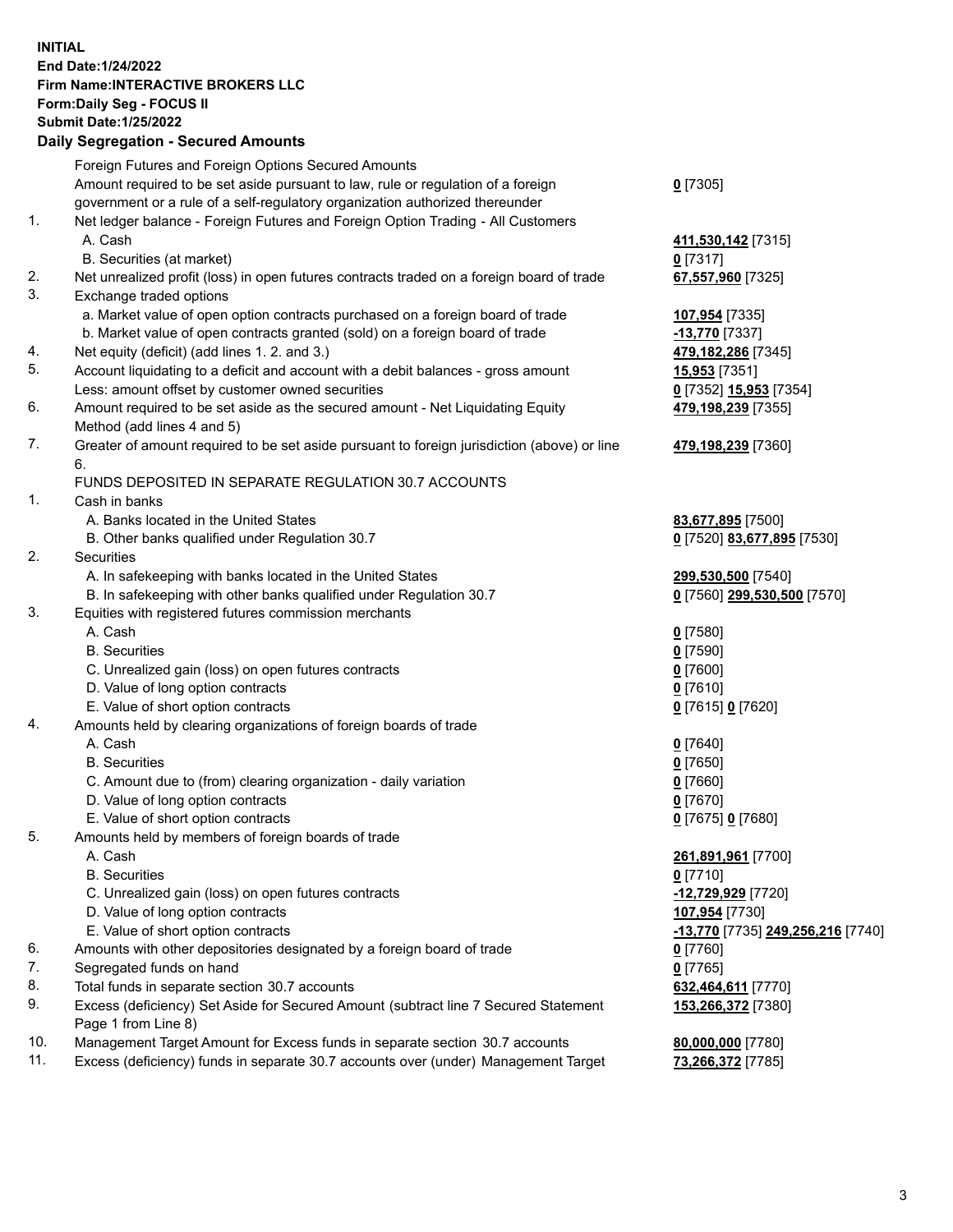**INITIAL**
**End Date:1/24/2022**
**Firm Name:INTERACTIVE BROKERS LLC**
**Form:Daily Seg - FOCUS II**
**Submit Date:1/25/2022**

## Daily Segregation - Secured Amounts

| | | |
|---|---|---|
| | Foreign Futures and Foreign Options Secured Amounts | |
| | Amount required to be set aside pursuant to law, rule or regulation of a foreign government or a rule of a self-regulatory organization authorized thereunder | **0** [7305] |
| 1. | Net ledger balance - Foreign Futures and Foreign Option Trading - All Customers | |
| | A. Cash | **411,530,142** [7315] |
| | B. Securities (at market) | **0** [7317] |
| 2. | Net unrealized profit (loss) in open futures contracts traded on a foreign board of trade | **67,557,960** [7325] |
| 3. | Exchange traded options | |
| | a. Market value of open option contracts purchased on a foreign board of trade | **107,954** [7335] |
| | b. Market value of open contracts granted (sold) on a foreign board of trade | **-13,770** [7337] |
| 4. | Net equity (deficit) (add lines 1. 2. and 3.) | **479,182,286** [7345] |
| 5. | Account liquidating to a deficit and account with a debit balances - gross amount | **15,953** [7351] |
| | Less: amount offset by customer owned securities | **0** [7352] **15,953** [7354] |
| 6. | Amount required to be set aside as the secured amount - Net Liquidating Equity Method (add lines 4 and 5) | **479,198,239** [7355] |
| 7. | Greater of amount required to be set aside pursuant to foreign jurisdiction (above) or line 6. | **479,198,239** [7360] |
| | FUNDS DEPOSITED IN SEPARATE REGULATION 30.7 ACCOUNTS | |
| 1. | Cash in banks | |
| | A. Banks located in the United States | **83,677,895** [7500] |
| | B. Other banks qualified under Regulation 30.7 | **0** [7520] **83,677,895** [7530] |
| 2. | Securities | |
| | A. In safekeeping with banks located in the United States | **299,530,500** [7540] |
| | B. In safekeeping with other banks qualified under Regulation 30.7 | **0** [7560] **299,530,500** [7570] |
| 3. | Equities with registered futures commission merchants | |
| | A. Cash | **0** [7580] |
| | B. Securities | **0** [7590] |
| | C. Unrealized gain (loss) on open futures contracts | **0** [7600] |
| | D. Value of long option contracts | **0** [7610] |
| | E. Value of short option contracts | **0** [7615] **0** [7620] |
| 4. | Amounts held by clearing organizations of foreign boards of trade | |
| | A. Cash | **0** [7640] |
| | B. Securities | **0** [7650] |
| | C. Amount due to (from) clearing organization - daily variation | **0** [7660] |
| | D. Value of long option contracts | **0** [7670] |
| | E. Value of short option contracts | **0** [7675] **0** [7680] |
| 5. | Amounts held by members of foreign boards of trade | |
| | A. Cash | **261,891,961** [7700] |
| | B. Securities | **0** [7710] |
| | C. Unrealized gain (loss) on open futures contracts | **-12,729,929** [7720] |
| | D. Value of long option contracts | **107,954** [7730] |
| | E. Value of short option contracts | **-13,770** [7735] **249,256,216** [7740] |
| 6. | Amounts with other depositories designated by a foreign board of trade | **0** [7760] |
| 7. | Segregated funds on hand | **0** [7765] |
| 8. | Total funds in separate section 30.7 accounts | **632,464,611** [7770] |
| 9. | Excess (deficiency) Set Aside for Secured Amount (subtract line 7 Secured Statement Page 1 from Line 8) | **153,266,372** [7380] |
| 10. | Management Target Amount for Excess funds in separate section 30.7 accounts | **80,000,000** [7780] |
| 11. | Excess (deficiency) funds in separate 30.7 accounts over (under) Management Target | **73,266,372** [7785] |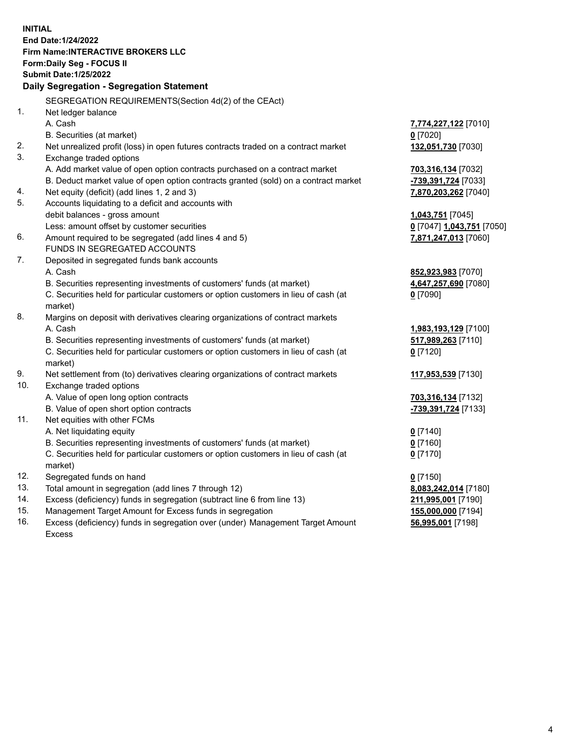**INITIAL**
**End Date:1/24/2022**
**Firm Name:INTERACTIVE BROKERS LLC**
**Form:Daily Seg - FOCUS II**
**Submit Date:1/25/2022**

## Daily Segregation - Segregation Statement

SEGREGATION REQUIREMENTS(Section 4d(2) of the CEAct)

| | | |
|---|---|---|
| 1. | Net ledger balance | |
| | A. Cash | **7,774,227,122** [7010] |
| | B. Securities (at market) | **0** [7020] |
| 2. | Net unrealized profit (loss) in open futures contracts traded on a contract market | **132,051,730** [7030] |
| 3. | Exchange traded options | |
| | A. Add market value of open option contracts purchased on a contract market | **703,316,134** [7032] |
| | B. Deduct market value of open option contracts granted (sold) on a contract market | **-739,391,724** [7033] |
| 4. | Net equity (deficit) (add lines 1, 2 and 3) | **7,870,203,262** [7040] |
| 5. | Accounts liquidating to a deficit and accounts with debit balances - gross amount | **1,043,751** [7045] |
| | Less: amount offset by customer securities | **0** [7047] **1,043,751** [7050] |
| 6. | Amount required to be segregated (add lines 4 and 5) | **7,871,247,013** [7060] |
| | FUNDS IN SEGREGATED ACCOUNTS | |
| 7. | Deposited in segregated funds bank accounts | |
| | A. Cash | **852,923,983** [7070] |
| | B. Securities representing investments of customers' funds (at market) | **4,647,257,690** [7080] |
| | C. Securities held for particular customers or option customers in lieu of cash (at market) | **0** [7090] |
| 8. | Margins on deposit with derivatives clearing organizations of contract markets | |
| | A. Cash | **1,983,193,129** [7100] |
| | B. Securities representing investments of customers' funds (at market) | **517,989,263** [7110] |
| | C. Securities held for particular customers or option customers in lieu of cash (at market) | **0** [7120] |
| 9. | Net settlement from (to) derivatives clearing organizations of contract markets | **117,953,539** [7130] |
| 10. | Exchange traded options | |
| | A. Value of open long option contracts | **703,316,134** [7132] |
| | B. Value of open short option contracts | **-739,391,724** [7133] |
| 11. | Net equities with other FCMs | |
| | A. Net liquidating equity | **0** [7140] |
| | B. Securities representing investments of customers' funds (at market) | **0** [7160] |
| | C. Securities held for particular customers or option customers in lieu of cash (at market) | **0** [7170] |
| 12. | Segregated funds on hand | **0** [7150] |
| 13. | Total amount in segregation (add lines 7 through 12) | **8,083,242,014** [7180] |
| 14. | Excess (deficiency) funds in segregation (subtract line 6 from line 13) | **211,995,001** [7190] |
| 15. | Management Target Amount for Excess funds in segregation | **155,000,000** [7194] |
| 16. | Excess (deficiency) funds in segregation over (under) Management Target Amount Excess | **56,995,001** [7198] |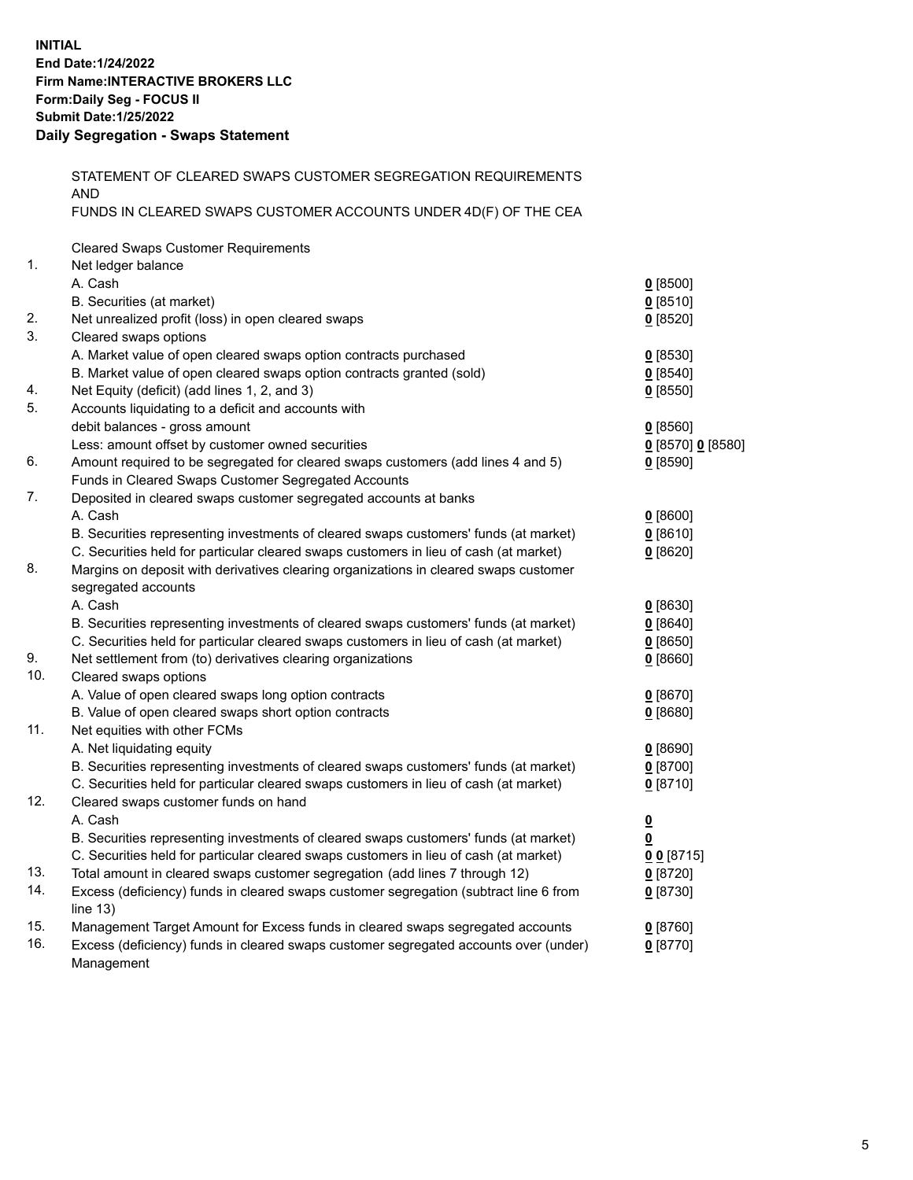**INITIAL**
**End Date:1/24/2022**
**Firm Name:INTERACTIVE BROKERS LLC**
**Form:Daily Seg - FOCUS II**
**Submit Date:1/25/2022**
**Daily Segregation - Swaps Statement**

STATEMENT OF CLEARED SWAPS CUSTOMER SEGREGATION REQUIREMENTS AND FUNDS IN CLEARED SWAPS CUSTOMER ACCOUNTS UNDER 4D(F) OF THE CEA

| | | |
|---|---|---|
| | Cleared Swaps Customer Requirements | |
| 1. | Net ledger balance | |
| | A. Cash | 0 [8500] |
| | B. Securities (at market) | 0 [8510] |
| 2. | Net unrealized profit (loss) in open cleared swaps | 0 [8520] |
| 3. | Cleared swaps options | |
| | A. Market value of open cleared swaps option contracts purchased | 0 [8530] |
| | B. Market value of open cleared swaps option contracts granted (sold) | 0 [8540] |
| 4. | Net Equity (deficit) (add lines 1, 2, and 3) | 0 [8550] |
| 5. | Accounts liquidating to a deficit and accounts with debit balances - gross amount | 0 [8560] |
| | Less: amount offset by customer owned securities | 0 [8570] 0 [8580] |
| 6. | Amount required to be segregated for cleared swaps customers (add lines 4 and 5) | 0 [8590] |
| | Funds in Cleared Swaps Customer Segregated Accounts | |
| 7. | Deposited in cleared swaps customer segregated accounts at banks | |
| | A. Cash | 0 [8600] |
| | B. Securities representing investments of cleared swaps customers' funds (at market) | 0 [8610] |
| | C. Securities held for particular cleared swaps customers in lieu of cash (at market) | 0 [8620] |
| 8. | Margins on deposit with derivatives clearing organizations in cleared swaps customer segregated accounts | |
| | A. Cash | 0 [8630] |
| | B. Securities representing investments of cleared swaps customers' funds (at market) | 0 [8640] |
| | C. Securities held for particular cleared swaps customers in lieu of cash (at market) | 0 [8650] |
| 9. | Net settlement from (to) derivatives clearing organizations | 0 [8660] |
| 10. | Cleared swaps options | |
| | A. Value of open cleared swaps long option contracts | 0 [8670] |
| | B. Value of open cleared swaps short option contracts | 0 [8680] |
| 11. | Net equities with other FCMs | |
| | A. Net liquidating equity | 0 [8690] |
| | B. Securities representing investments of cleared swaps customers' funds (at market) | 0 [8700] |
| | C. Securities held for particular cleared swaps customers in lieu of cash (at market) | 0 [8710] |
| 12. | Cleared swaps customer funds on hand | |
| | A. Cash | 0 |
| | B. Securities representing investments of cleared swaps customers' funds (at market) | 0 |
| | C. Securities held for particular cleared swaps customers in lieu of cash (at market) | 0 0 [8715] |
| 13. | Total amount in cleared swaps customer segregation (add lines 7 through 12) | 0 [8720] |
| 14. | Excess (deficiency) funds in cleared swaps customer segregation (subtract line 6 from line 13) | 0 [8730] |
| 15. | Management Target Amount for Excess funds in cleared swaps segregated accounts | 0 [8760] |
| 16. | Excess (deficiency) funds in cleared swaps customer segregated accounts over (under) Management | 0 [8770] |